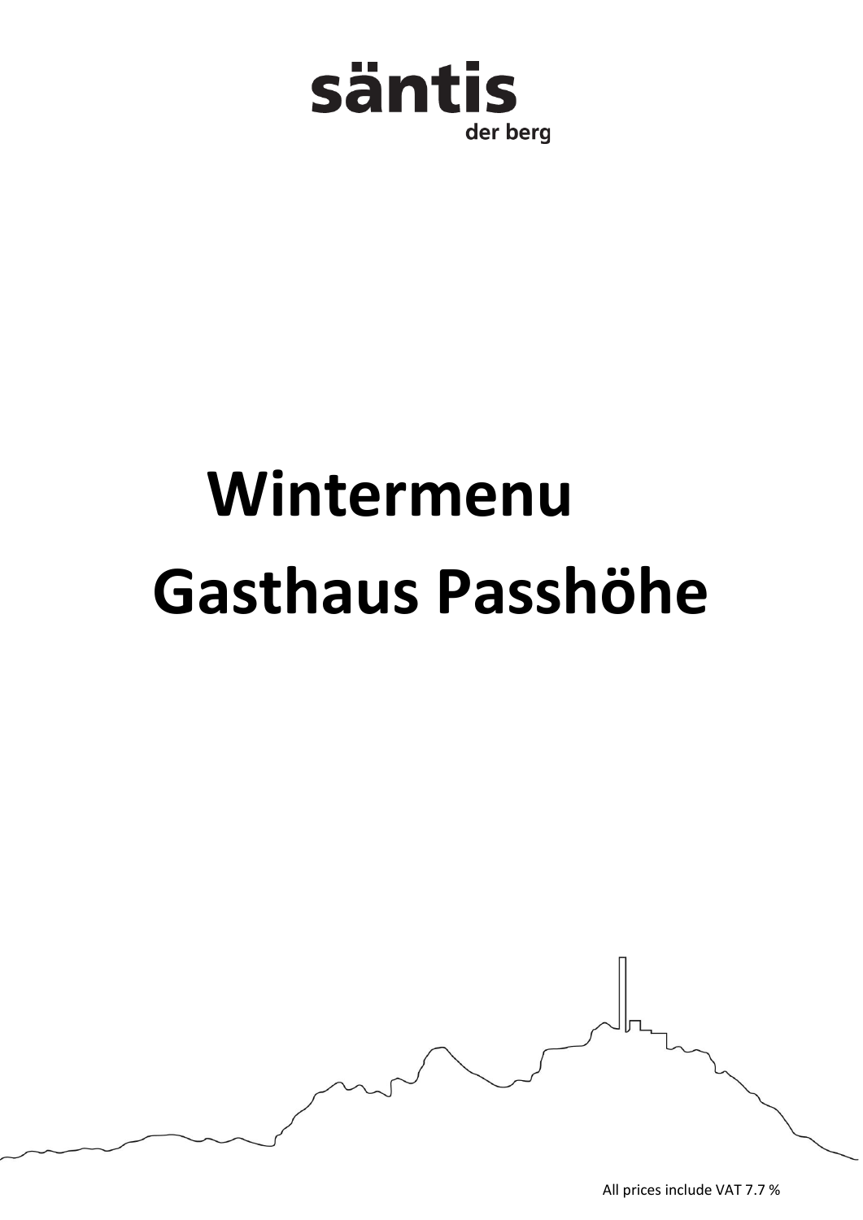säntis
der berg

# Wintermenu
# Gasthaus Passhöhe

All prices include VAT 7.7 %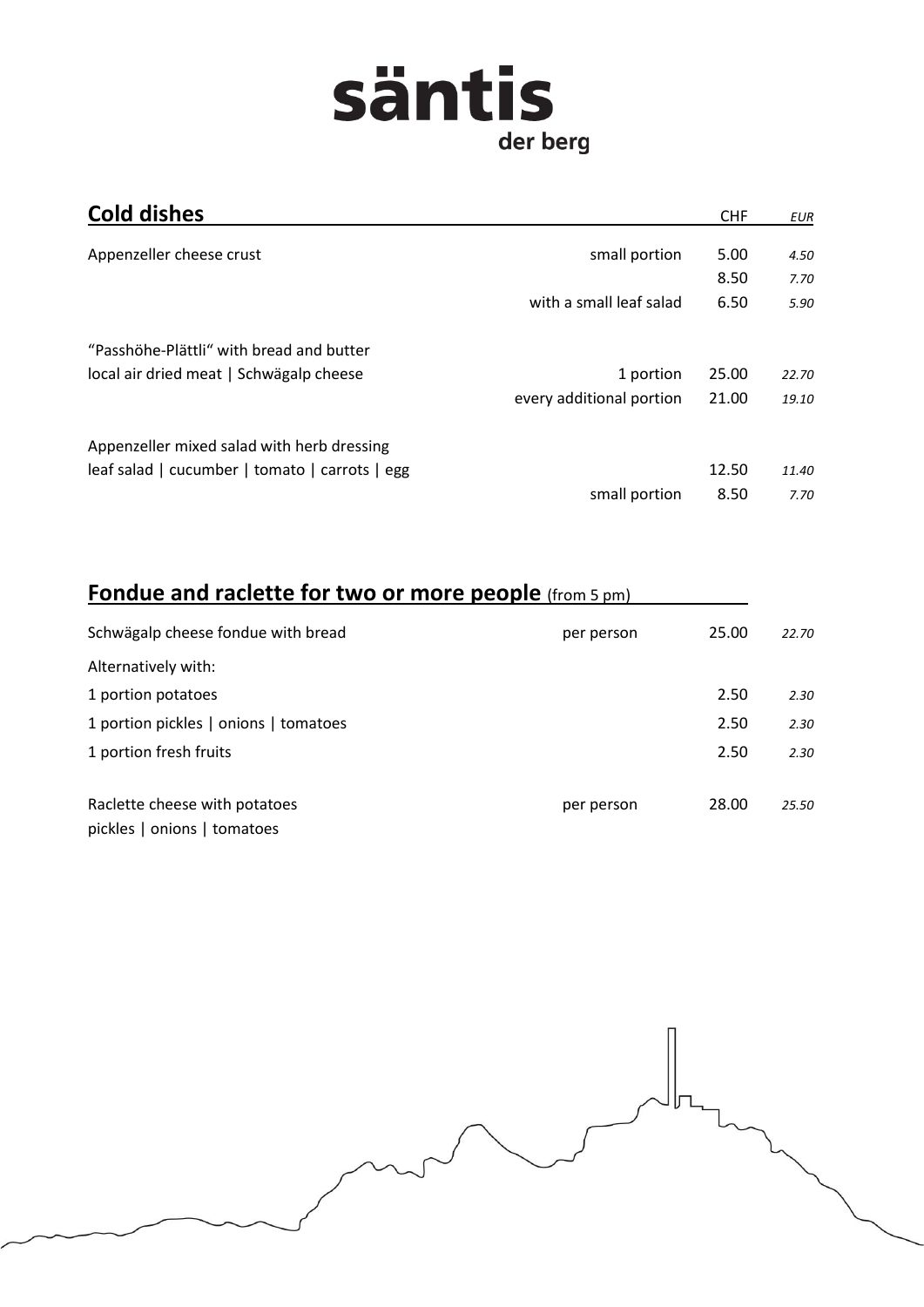# säntis
der berg

## Cold dishes

| | | CHF | *EUR* |
|---|---|---|---|
| Appenzeller cheese crust | small portion | 5.00 | *4.50* |
| | | 8.50 | *7.70* |
| | with a small leaf salad | 6.50 | *5.90* |
| "Passhöhe-Plättli" with bread and butter | | | |
| local air dried meat \| Schwägalp cheese | 1 portion | 25.00 | *22.70* |
| | every additional portion | 21.00 | *19.10* |
| Appenzeller mixed salad with herb dressing | | | |
| leaf salad \| cucumber \| tomato \| carrots \| egg | | 12.50 | *11.40* |
| | small portion | 8.50 | *7.70* |

## Fondue and raclette for two or more people (from 5 pm)

| | | CHF | *EUR* |
|---|---|---|---|
| Schwägalp cheese fondue with bread | per person | 25.00 | *22.70* |
| Alternatively with: | | | |
| 1 portion potatoes | | 2.50 | *2.30* |
| 1 portion pickles \| onions \| tomatoes | | 2.50 | *2.30* |
| 1 portion fresh fruits | | 2.50 | *2.30* |
| Raclette cheese with potatoes | per person | 28.00 | *25.50* |
| pickles \| onions \| tomatoes | | | |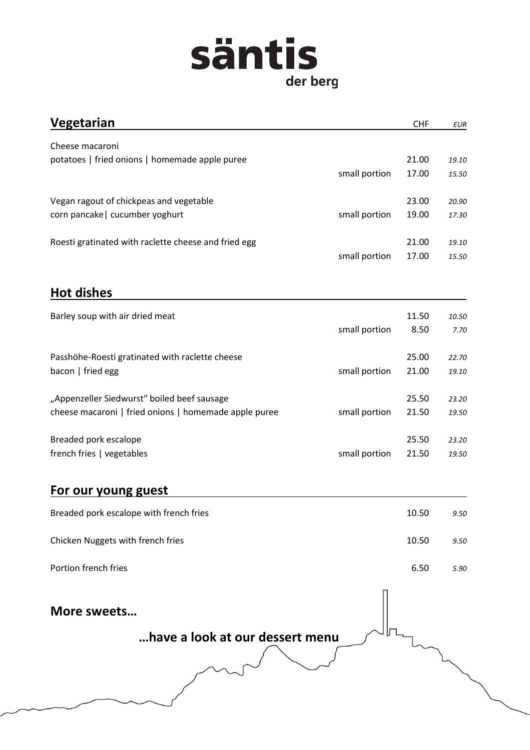# säntis
der berg

## Vegetarian

| | | CHF | *EUR* |
|---|---|---|---|
| Cheese macaroni<br>potatoes \| fried onions \| homemade apple puree | | 21.00 | *19.10* |
| | small portion | 17.00 | *15.50* |
| Vegan ragout of chickpeas and vegetable<br>corn pancake\| cucumber yoghurt | | 23.00 | *20.90* |
| | small portion | 19.00 | *17.30* |
| Roesti gratinated with raclette cheese and fried egg | | 21.00 | *19.10* |
| | small portion | 17.00 | *15.50* |

## Hot dishes

| | | | |
|---|---|---|---|
| Barley soup with air dried meat | | 11.50 | *10.50* |
| | small portion | 8.50 | *7.70* |
| Passhöhe-Roesti gratinated with raclette cheese<br>bacon \| fried egg | | 25.00 | *22.70* |
| | small portion | 21.00 | *19.10* |
| „Appenzeller Siedwurst" boiled beef sausage<br>cheese macaroni \| fried onions \| homemade apple puree | | 25.50 | *23.20* |
| | small portion | 21.50 | *19.50* |
| Breaded pork escalope<br>french fries \| vegetables | | 25.50 | *23.20* |
| | small portion | 21.50 | *19.50* |

## For our young guest

| | | |
|---|---|---|
| Breaded pork escalope with french fries | 10.50 | *9.50* |
| Chicken Nuggets with french fries | 10.50 | *9.50* |
| Portion french fries | 6.50 | *5.90* |

## More sweets…

**…have a look at our dessert menu**